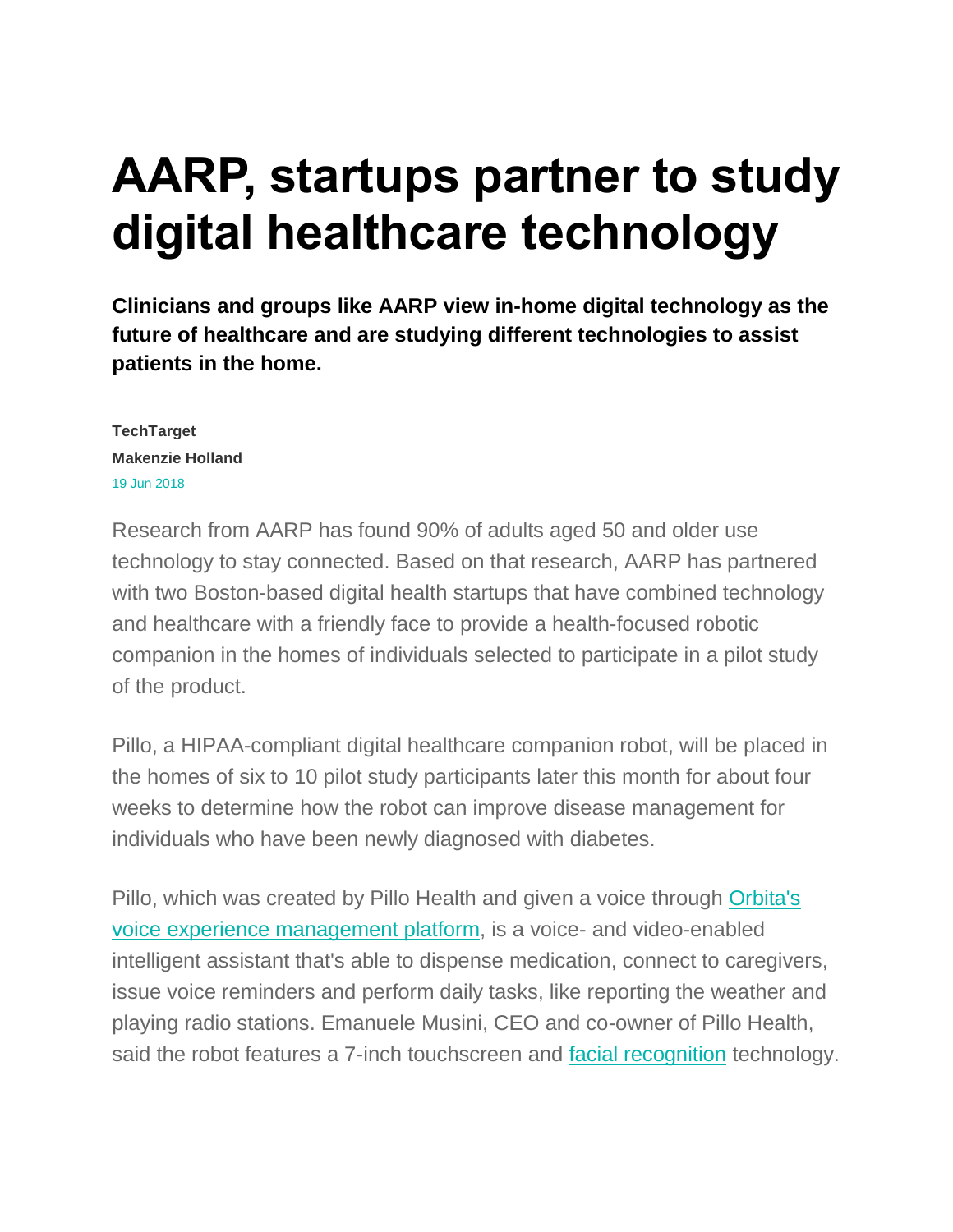# AARP, startups partner to study digital healthcare technology

**Clinicians and groups like AARP view in-home digital technology as the future of healthcare and are studying different technologies to assist patients in the home.**

**TechTarget**
**Makenzie Holland**
19 Jun 2018

Research from AARP has found 90% of adults aged 50 and older use technology to stay connected. Based on that research, AARP has partnered with two Boston-based digital health startups that have combined technology and healthcare with a friendly face to provide a health-focused robotic companion in the homes of individuals selected to participate in a pilot study of the product.

Pillo, a HIPAA-compliant digital healthcare companion robot, will be placed in the homes of six to 10 pilot study participants later this month for about four weeks to determine how the robot can improve disease management for individuals who have been newly diagnosed with diabetes.

Pillo, which was created by Pillo Health and given a voice through Orbita's voice experience management platform, is a voice- and video-enabled intelligent assistant that's able to dispense medication, connect to caregivers, issue voice reminders and perform daily tasks, like reporting the weather and playing radio stations. Emanuele Musini, CEO and co-owner of Pillo Health, said the robot features a 7-inch touchscreen and facial recognition technology.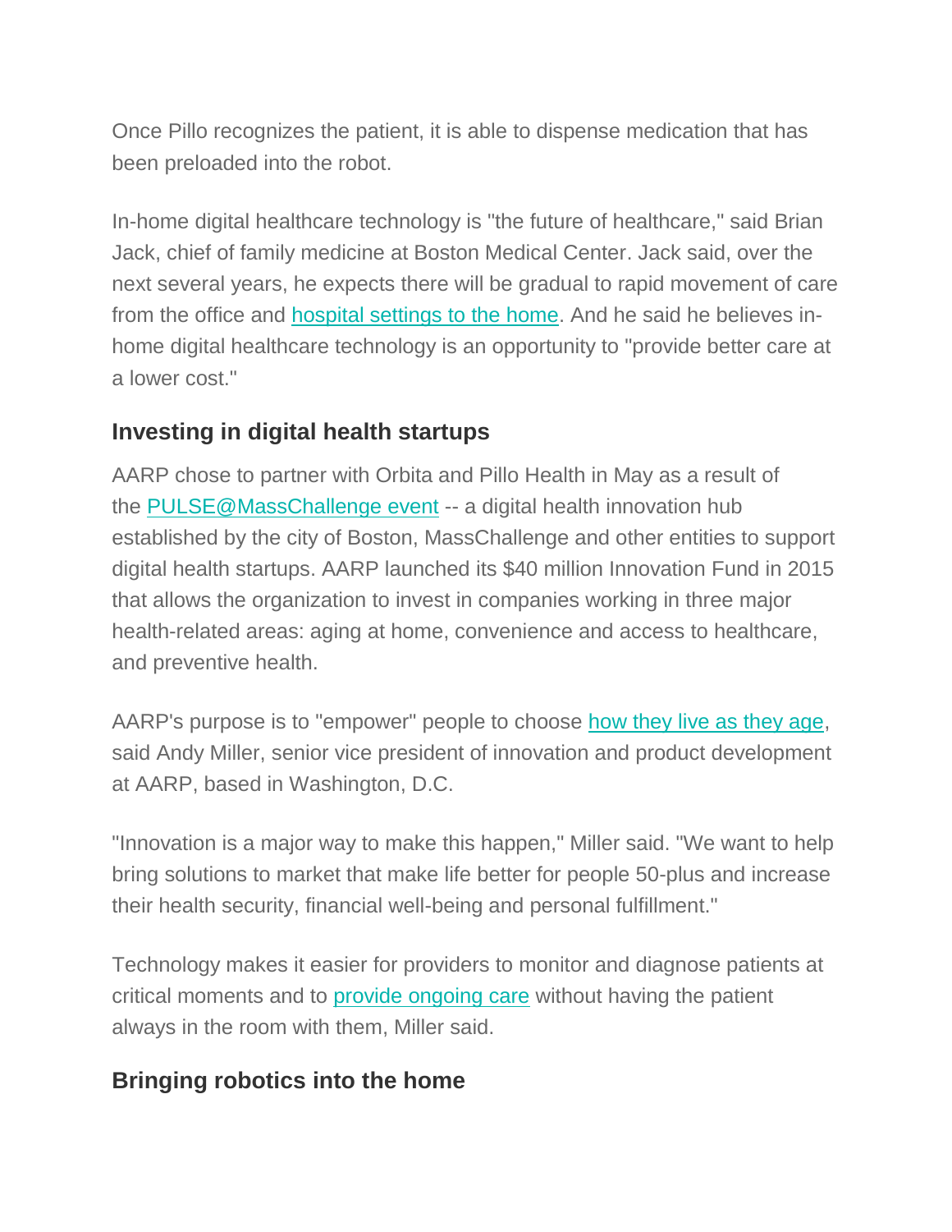Once Pillo recognizes the patient, it is able to dispense medication that has been preloaded into the robot.

In-home digital healthcare technology is "the future of healthcare," said Brian Jack, chief of family medicine at Boston Medical Center. Jack said, over the next several years, he expects there will be gradual to rapid movement of care from the office and hospital settings to the home. And he said he believes in-home digital healthcare technology is an opportunity to "provide better care at a lower cost."

## Investing in digital health startups

AARP chose to partner with Orbita and Pillo Health in May as a result of the PULSE@MassChallenge event -- a digital health innovation hub established by the city of Boston, MassChallenge and other entities to support digital health startups. AARP launched its $40 million Innovation Fund in 2015 that allows the organization to invest in companies working in three major health-related areas: aging at home, convenience and access to healthcare, and preventive health.

AARP's purpose is to "empower" people to choose how they live as they age, said Andy Miller, senior vice president of innovation and product development at AARP, based in Washington, D.C.

"Innovation is a major way to make this happen," Miller said. "We want to help bring solutions to market that make life better for people 50-plus and increase their health security, financial well-being and personal fulfillment."

Technology makes it easier for providers to monitor and diagnose patients at critical moments and to provide ongoing care without having the patient always in the room with them, Miller said.

## Bringing robotics into the home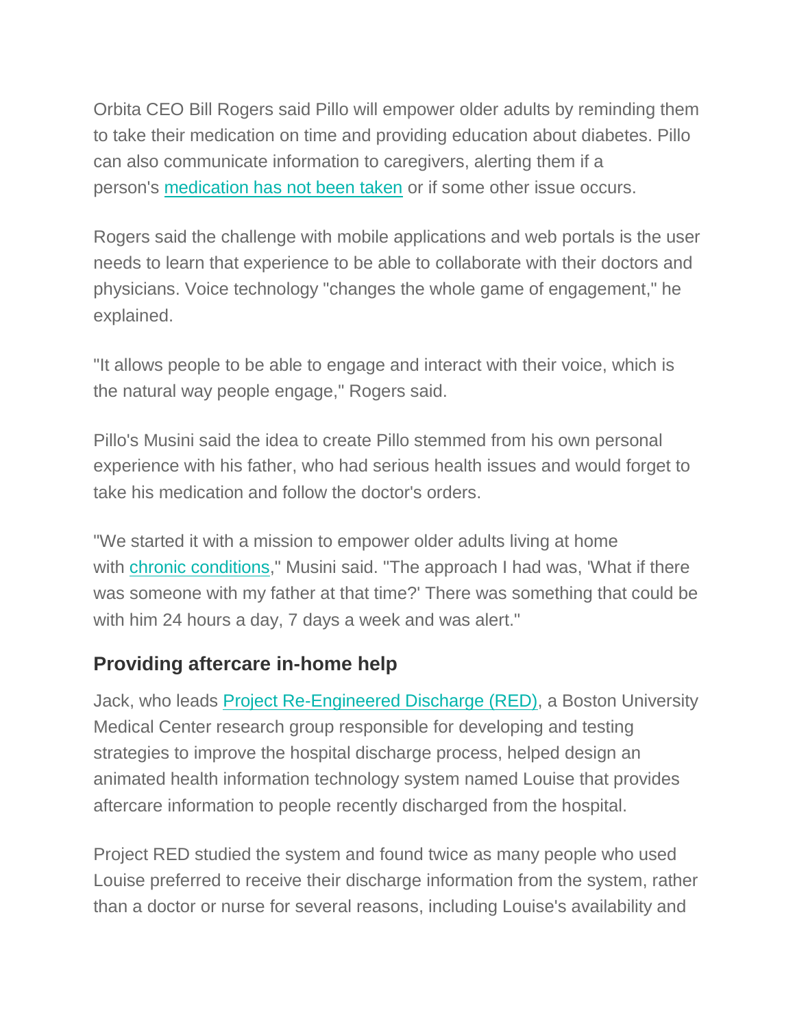Orbita CEO Bill Rogers said Pillo will empower older adults by reminding them to take their medication on time and providing education about diabetes. Pillo can also communicate information to caregivers, alerting them if a person's medication has not been taken or if some other issue occurs.

Rogers said the challenge with mobile applications and web portals is the user needs to learn that experience to be able to collaborate with their doctors and physicians. Voice technology "changes the whole game of engagement," he explained.

"It allows people to be able to engage and interact with their voice, which is the natural way people engage," Rogers said.

Pillo's Musini said the idea to create Pillo stemmed from his own personal experience with his father, who had serious health issues and would forget to take his medication and follow the doctor's orders.

"We started it with a mission to empower older adults living at home with chronic conditions," Musini said. "The approach I had was, 'What if there was someone with my father at that time?' There was something that could be with him 24 hours a day, 7 days a week and was alert."

## Providing aftercare in-home help

Jack, who leads Project Re-Engineered Discharge (RED), a Boston University Medical Center research group responsible for developing and testing strategies to improve the hospital discharge process, helped design an animated health information technology system named Louise that provides aftercare information to people recently discharged from the hospital.

Project RED studied the system and found twice as many people who used Louise preferred to receive their discharge information from the system, rather than a doctor or nurse for several reasons, including Louise's availability and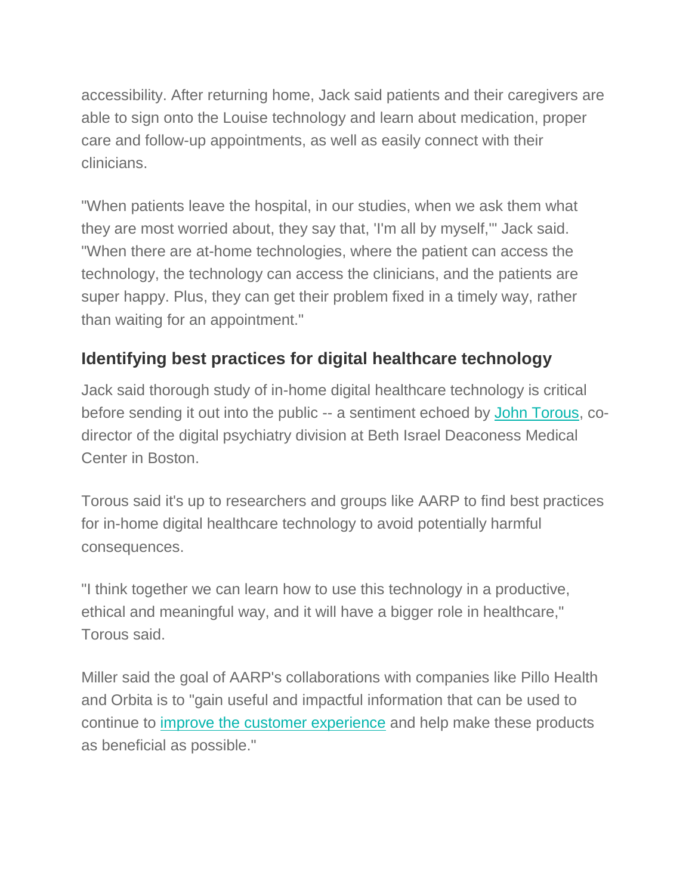accessibility. After returning home, Jack said patients and their caregivers are able to sign onto the Louise technology and learn about medication, proper care and follow-up appointments, as well as easily connect with their clinicians.

"When patients leave the hospital, in our studies, when we ask them what they are most worried about, they say that, 'I'm all by myself,'" Jack said. "When there are at-home technologies, where the patient can access the technology, the technology can access the clinicians, and the patients are super happy. Plus, they can get their problem fixed in a timely way, rather than waiting for an appointment."

## Identifying best practices for digital healthcare technology

Jack said thorough study of in-home digital healthcare technology is critical before sending it out into the public -- a sentiment echoed by John Torous, co-director of the digital psychiatry division at Beth Israel Deaconess Medical Center in Boston.

Torous said it's up to researchers and groups like AARP to find best practices for in-home digital healthcare technology to avoid potentially harmful consequences.

"I think together we can learn how to use this technology in a productive, ethical and meaningful way, and it will have a bigger role in healthcare," Torous said.

Miller said the goal of AARP's collaborations with companies like Pillo Health and Orbita is to "gain useful and impactful information that can be used to continue to improve the customer experience and help make these products as beneficial as possible."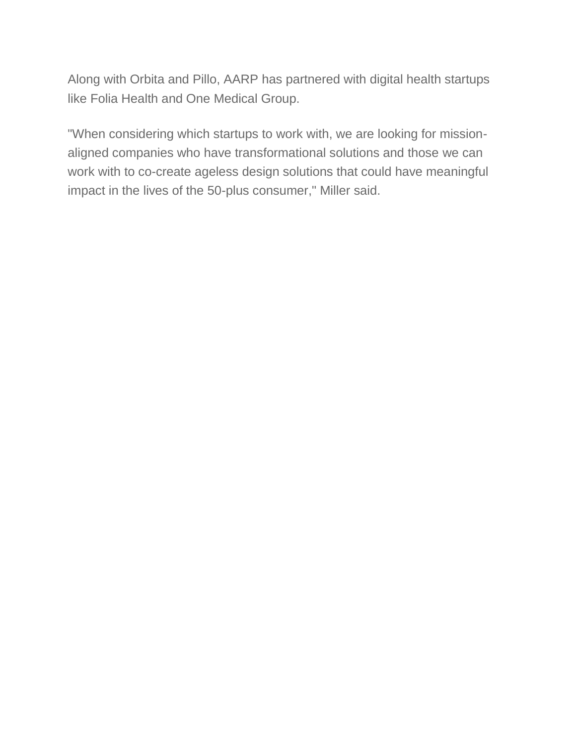Along with Orbita and Pillo, AARP has partnered with digital health startups like Folia Health and One Medical Group.

"When considering which startups to work with, we are looking for mission-aligned companies who have transformational solutions and those we can work with to co-create ageless design solutions that could have meaningful impact in the lives of the 50-plus consumer," Miller said.